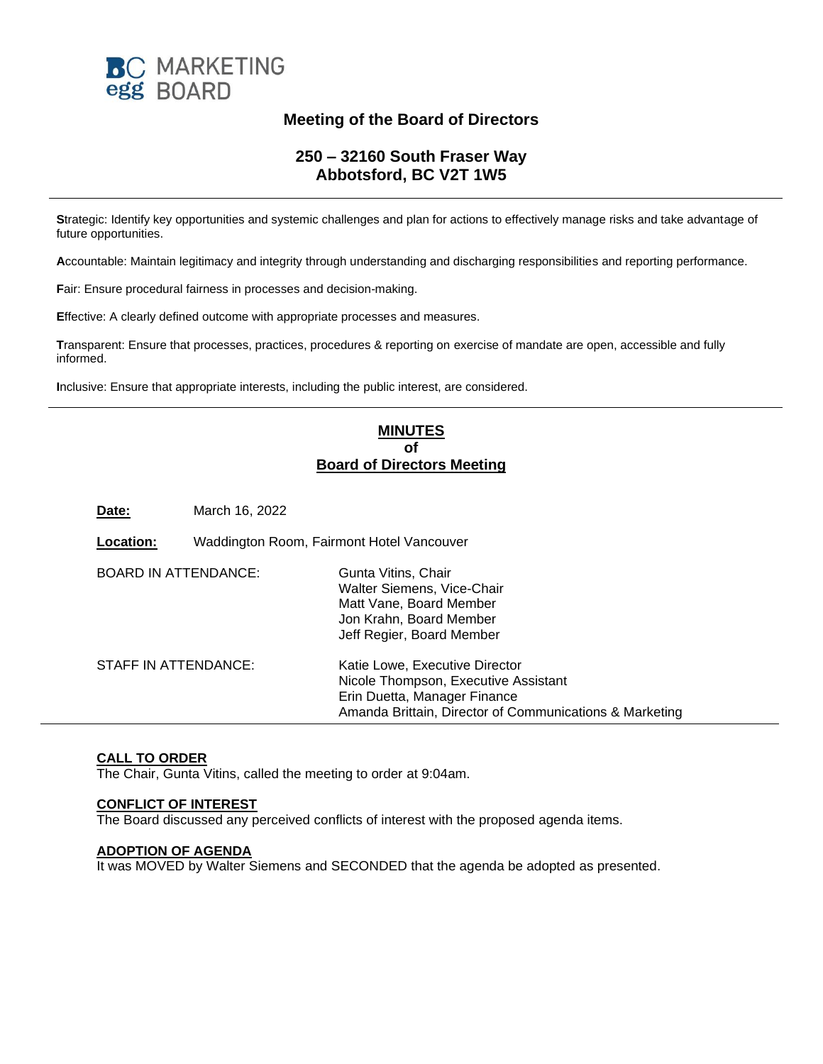BC MARKETING
egg BOARD

# Meeting of the Board of Directors

## 250 – 32160 South Fraser Way
## Abbotsford, BC V2T 1W5

---

**S**trategic: Identify key opportunities and systemic challenges and plan for actions to effectively manage risks and take advantage of future opportunities.

**A**ccountable: Maintain legitimacy and integrity through understanding and discharging responsibilities and reporting performance.

**F**air: Ensure procedural fairness in processes and decision-making.

**E**ffective: A clearly defined outcome with appropriate processes and measures.

**T**ransparent: Ensure that processes, practices, procedures & reporting on exercise of mandate are open, accessible and fully informed.

**I**nclusive: Ensure that appropriate interests, including the public interest, are considered.

---

## MINUTES
## of
## Board of Directors Meeting

**Date:** March 16, 2022

**Location:** Waddington Room, Fairmont Hotel Vancouver

BOARD IN ATTENDANCE:
- Gunta Vitins, Chair
- Walter Siemens, Vice-Chair
- Matt Vane, Board Member
- Jon Krahn, Board Member
- Jeff Regier, Board Member

STAFF IN ATTENDANCE:
- Katie Lowe, Executive Director
- Nicole Thompson, Executive Assistant
- Erin Duetta, Manager Finance
- Amanda Brittain, Director of Communications & Marketing

---

### CALL TO ORDER
The Chair, Gunta Vitins, called the meeting to order at 9:04am.

### CONFLICT OF INTEREST
The Board discussed any perceived conflicts of interest with the proposed agenda items.

### ADOPTION OF AGENDA
It was MOVED by Walter Siemens and SECONDED that the agenda be adopted as presented.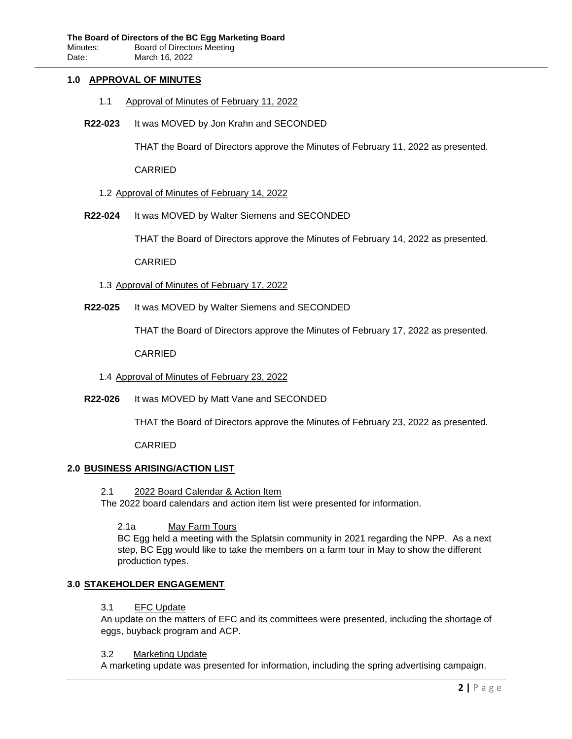## 1.0 APPROVAL OF MINUTES

1.1 Approval of Minutes of February 11, 2022

**R22-023** It was MOVED by Jon Krahn and SECONDED

THAT the Board of Directors approve the Minutes of February 11, 2022 as presented.

CARRIED

1.2 Approval of Minutes of February 14, 2022

**R22-024** It was MOVED by Walter Siemens and SECONDED

THAT the Board of Directors approve the Minutes of February 14, 2022 as presented.

CARRIED

1.3 Approval of Minutes of February 17, 2022

**R22-025** It was MOVED by Walter Siemens and SECONDED

THAT the Board of Directors approve the Minutes of February 17, 2022 as presented.

CARRIED

1.4 Approval of Minutes of February 23, 2022

**R22-026** It was MOVED by Matt Vane and SECONDED

THAT the Board of Directors approve the Minutes of February 23, 2022 as presented.

CARRIED

## 2.0 BUSINESS ARISING/ACTION LIST

2.1 2022 Board Calendar & Action Item

The 2022 board calendars and action item list were presented for information.

2.1a May Farm Tours

BC Egg held a meeting with the Splatsin community in 2021 regarding the NPP. As a next step, BC Egg would like to take the members on a farm tour in May to show the different production types.

## 3.0 STAKEHOLDER ENGAGEMENT

3.1 EFC Update

An update on the matters of EFC and its committees were presented, including the shortage of eggs, buyback program and ACP.

3.2 Marketing Update

A marketing update was presented for information, including the spring advertising campaign.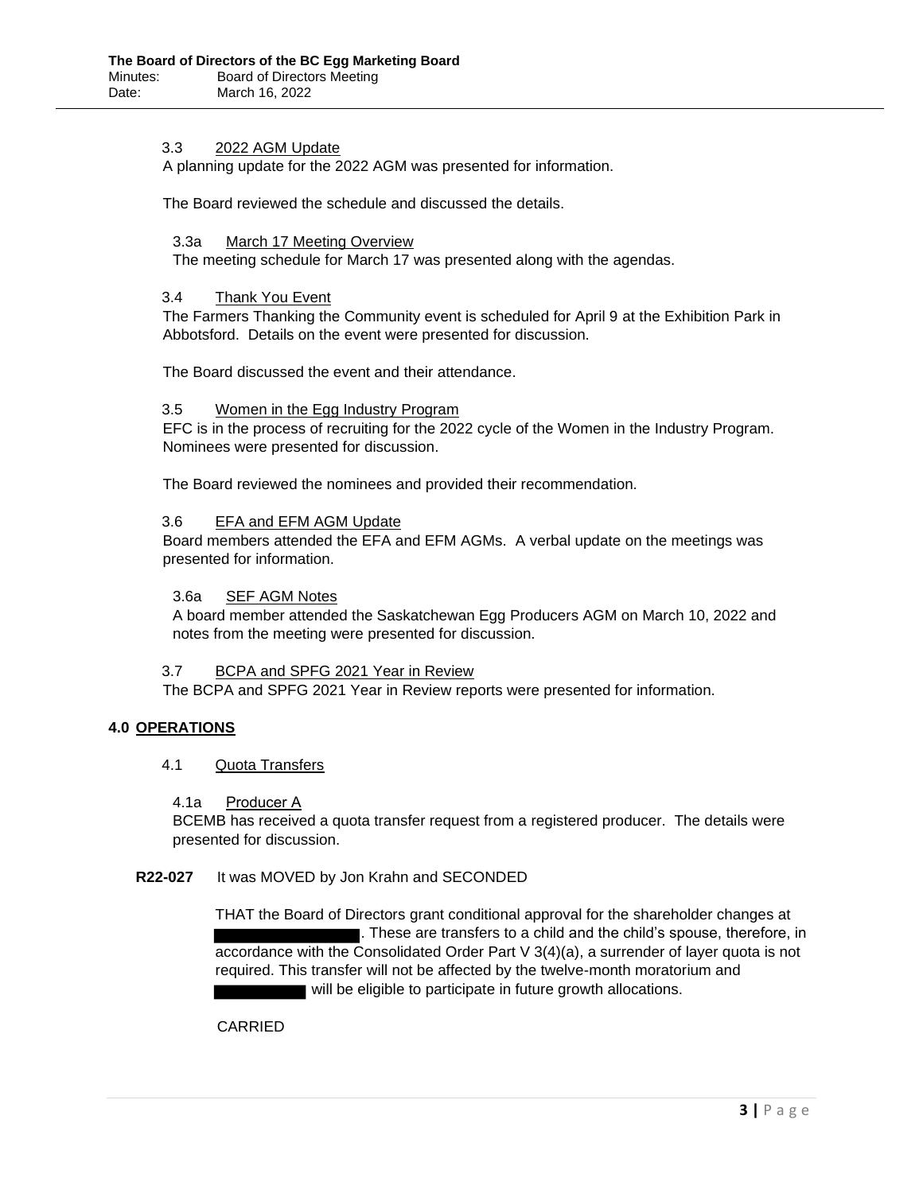### 3.3 2022 AGM Update

A planning update for the 2022 AGM was presented for information.

The Board reviewed the schedule and discussed the details.

#### 3.3a March 17 Meeting Overview

The meeting schedule for March 17 was presented along with the agendas.

### 3.4 Thank You Event

The Farmers Thanking the Community event is scheduled for April 9 at the Exhibition Park in Abbotsford. Details on the event were presented for discussion.

The Board discussed the event and their attendance.

### 3.5 Women in the Egg Industry Program

EFC is in the process of recruiting for the 2022 cycle of the Women in the Industry Program. Nominees were presented for discussion.

The Board reviewed the nominees and provided their recommendation.

### 3.6 EFA and EFM AGM Update

Board members attended the EFA and EFM AGMs. A verbal update on the meetings was presented for information.

#### 3.6a SEF AGM Notes

A board member attended the Saskatchewan Egg Producers AGM on March 10, 2022 and notes from the meeting were presented for discussion.

### 3.7 BCPA and SPFG 2021 Year in Review

The BCPA and SPFG 2021 Year in Review reports were presented for information.

## 4.0 OPERATIONS

### 4.1 Quota Transfers

#### 4.1a Producer A

BCEMB has received a quota transfer request from a registered producer. The details were presented for discussion.

**R22-027** It was MOVED by Jon Krahn and SECONDED

THAT the Board of Directors grant conditional approval for the shareholder changes at [REDACTED]. These are transfers to a child and the child's spouse, therefore, in accordance with the Consolidated Order Part V 3(4)(a), a surrender of layer quota is not required. This transfer will not be affected by the twelve-month moratorium and [REDACTED] will be eligible to participate in future growth allocations.

CARRIED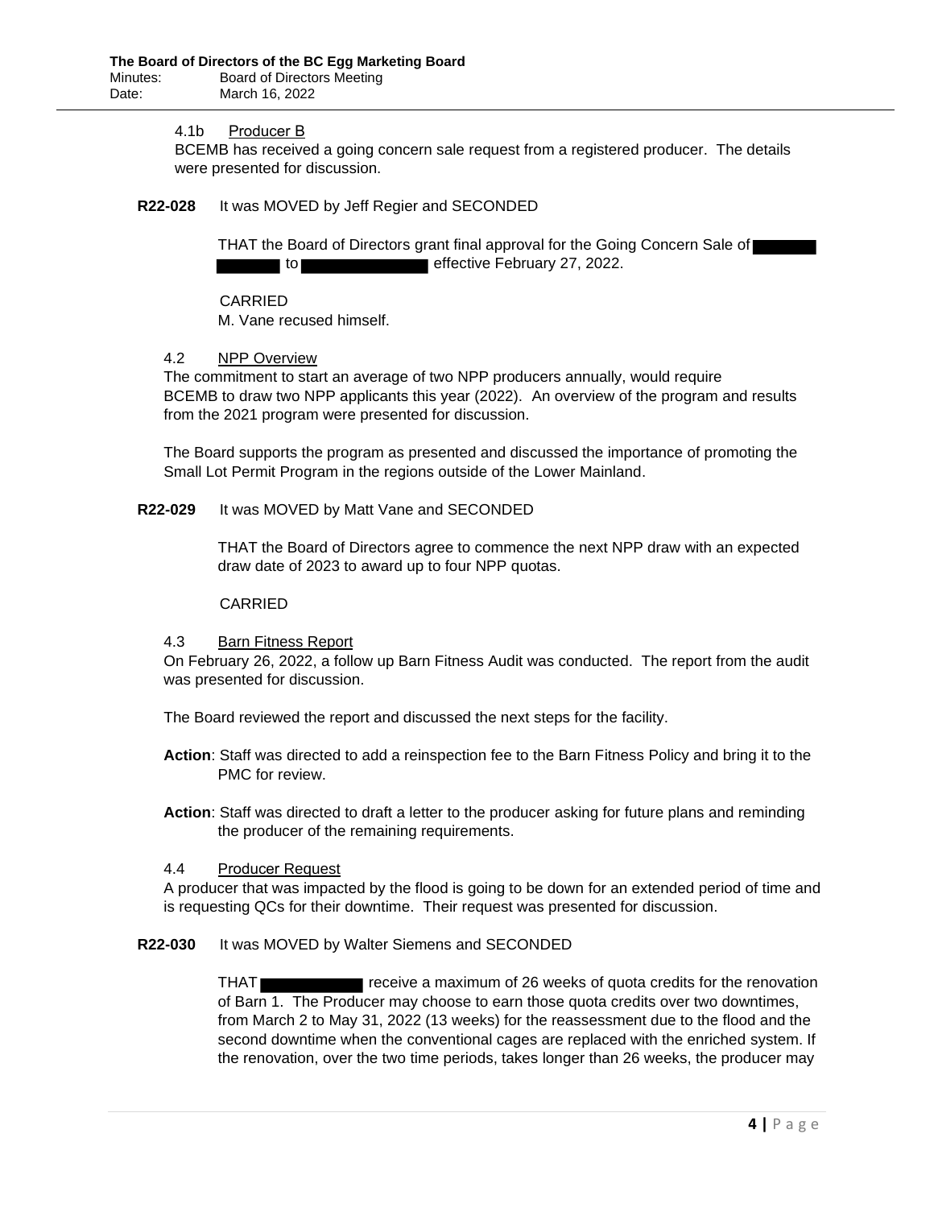4.1b Producer B

BCEMB has received a going concern sale request from a registered producer. The details were presented for discussion.

**R22-028** It was MOVED by Jeff Regier and SECONDED

THAT the Board of Directors grant final approval for the Going Concern Sale of [redacted] to [redacted] effective February 27, 2022.

CARRIED

M. Vane recused himself.

4.2 NPP Overview

The commitment to start an average of two NPP producers annually, would require BCEMB to draw two NPP applicants this year (2022). An overview of the program and results from the 2021 program were presented for discussion.

The Board supports the program as presented and discussed the importance of promoting the Small Lot Permit Program in the regions outside of the Lower Mainland.

**R22-029** It was MOVED by Matt Vane and SECONDED

THAT the Board of Directors agree to commence the next NPP draw with an expected draw date of 2023 to award up to four NPP quotas.

CARRIED

4.3 Barn Fitness Report

On February 26, 2022, a follow up Barn Fitness Audit was conducted. The report from the audit was presented for discussion.

The Board reviewed the report and discussed the next steps for the facility.

**Action**: Staff was directed to add a reinspection fee to the Barn Fitness Policy and bring it to the PMC for review.

**Action**: Staff was directed to draft a letter to the producer asking for future plans and reminding the producer of the remaining requirements.

4.4 Producer Request

A producer that was impacted by the flood is going to be down for an extended period of time and is requesting QCs for their downtime. Their request was presented for discussion.

**R22-030** It was MOVED by Walter Siemens and SECONDED

THAT [redacted] receive a maximum of 26 weeks of quota credits for the renovation of Barn 1. The Producer may choose to earn those quota credits over two downtimes, from March 2 to May 31, 2022 (13 weeks) for the reassessment due to the flood and the second downtime when the conventional cages are replaced with the enriched system. If the renovation, over the two time periods, takes longer than 26 weeks, the producer may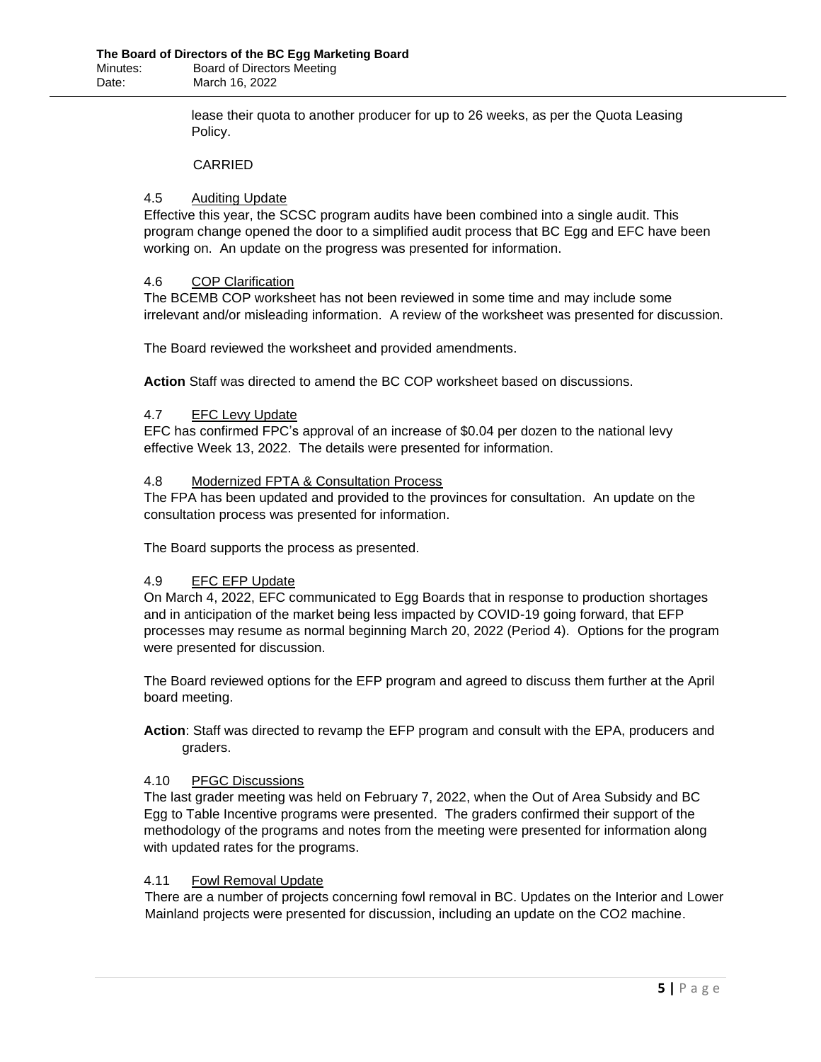lease their quota to another producer for up to 26 weeks, as per the Quota Leasing Policy.

CARRIED

### 4.5 Auditing Update

Effective this year, the SCSC program audits have been combined into a single audit. This program change opened the door to a simplified audit process that BC Egg and EFC have been working on. An update on the progress was presented for information.

### 4.6 COP Clarification

The BCEMB COP worksheet has not been reviewed in some time and may include some irrelevant and/or misleading information. A review of the worksheet was presented for discussion.

The Board reviewed the worksheet and provided amendments.

**Action** Staff was directed to amend the BC COP worksheet based on discussions.

### 4.7 EFC Levy Update

EFC has confirmed FPC's approval of an increase of $0.04 per dozen to the national levy effective Week 13, 2022. The details were presented for information.

### 4.8 Modernized FPTA & Consultation Process

The FPA has been updated and provided to the provinces for consultation. An update on the consultation process was presented for information.

The Board supports the process as presented.

### 4.9 EFC EFP Update

On March 4, 2022, EFC communicated to Egg Boards that in response to production shortages and in anticipation of the market being less impacted by COVID-19 going forward, that EFP processes may resume as normal beginning March 20, 2022 (Period 4). Options for the program were presented for discussion.

The Board reviewed options for the EFP program and agreed to discuss them further at the April board meeting.

**Action**: Staff was directed to revamp the EFP program and consult with the EPA, producers and graders.

### 4.10 PFGC Discussions

The last grader meeting was held on February 7, 2022, when the Out of Area Subsidy and BC Egg to Table Incentive programs were presented. The graders confirmed their support of the methodology of the programs and notes from the meeting were presented for information along with updated rates for the programs.

### 4.11 Fowl Removal Update

There are a number of projects concerning fowl removal in BC. Updates on the Interior and Lower Mainland projects were presented for discussion, including an update on the $CO_2$ machine.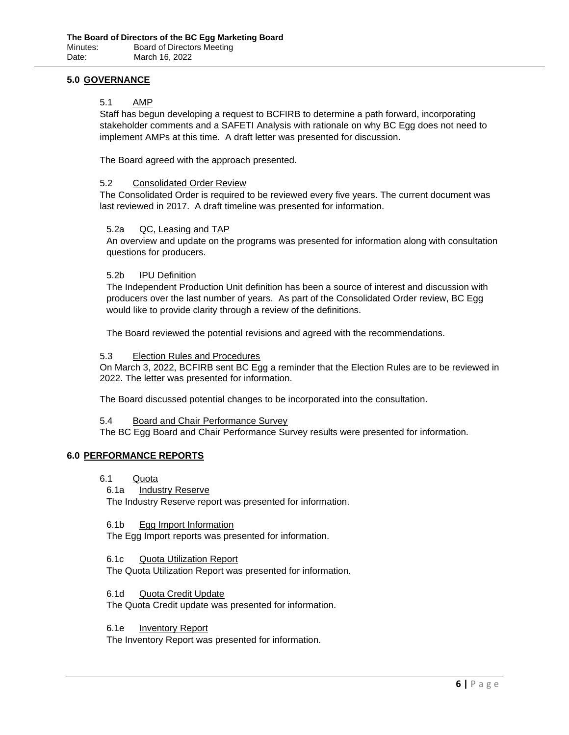## 5.0 GOVERNANCE

### 5.1 AMP

Staff has begun developing a request to BCFIRB to determine a path forward, incorporating stakeholder comments and a SAFETI Analysis with rationale on why BC Egg does not need to implement AMPs at this time. A draft letter was presented for discussion.

The Board agreed with the approach presented.

### 5.2 Consolidated Order Review

The Consolidated Order is required to be reviewed every five years. The current document was last reviewed in 2017. A draft timeline was presented for information.

#### 5.2a QC, Leasing and TAP

An overview and update on the programs was presented for information along with consultation questions for producers.

#### 5.2b IPU Definition

The Independent Production Unit definition has been a source of interest and discussion with producers over the last number of years. As part of the Consolidated Order review, BC Egg would like to provide clarity through a review of the definitions.

The Board reviewed the potential revisions and agreed with the recommendations.

### 5.3 Election Rules and Procedures

On March 3, 2022, BCFIRB sent BC Egg a reminder that the Election Rules are to be reviewed in 2022. The letter was presented for information.

The Board discussed potential changes to be incorporated into the consultation.

### 5.4 Board and Chair Performance Survey

The BC Egg Board and Chair Performance Survey results were presented for information.

## 6.0 PERFORMANCE REPORTS

### 6.1 Quota

#### 6.1a Industry Reserve

The Industry Reserve report was presented for information.

#### 6.1b Egg Import Information

The Egg Import reports was presented for information.

#### 6.1c Quota Utilization Report

The Quota Utilization Report was presented for information.

#### 6.1d Quota Credit Update

The Quota Credit update was presented for information.

#### 6.1e Inventory Report

The Inventory Report was presented for information.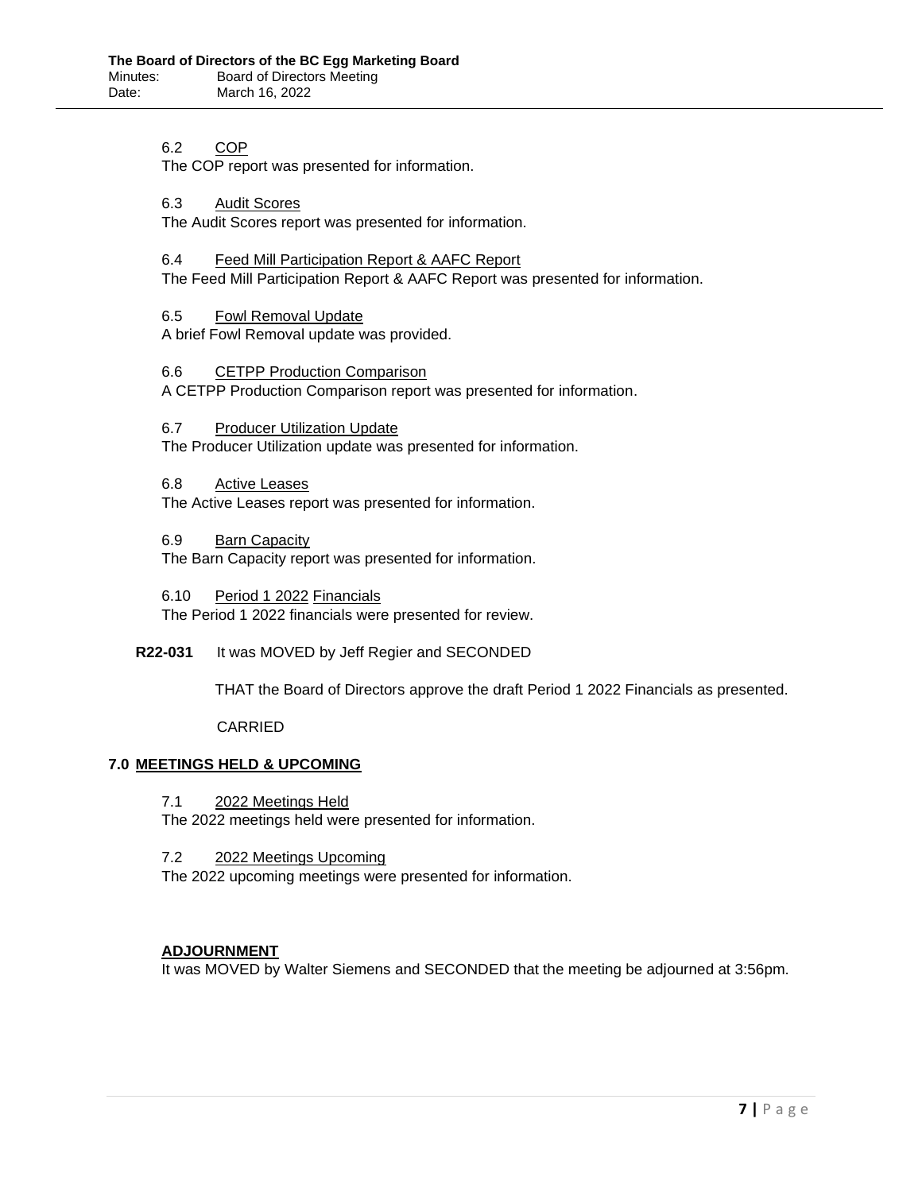6.2 COP

The COP report was presented for information.

6.3 Audit Scores

The Audit Scores report was presented for information.

6.4 Feed Mill Participation Report & AAFC Report

The Feed Mill Participation Report & AAFC Report was presented for information.

6.5 Fowl Removal Update

A brief Fowl Removal update was provided.

6.6 CETPP Production Comparison

A CETPP Production Comparison report was presented for information.

6.7 Producer Utilization Update

The Producer Utilization update was presented for information.

6.8 Active Leases

The Active Leases report was presented for information.

6.9 Barn Capacity

The Barn Capacity report was presented for information.

6.10 Period 1 2022 Financials

The Period 1 2022 financials were presented for review.

**R22-031** It was MOVED by Jeff Regier and SECONDED

THAT the Board of Directors approve the draft Period 1 2022 Financials as presented.

CARRIED

## 7.0 MEETINGS HELD & UPCOMING

7.1 2022 Meetings Held

The 2022 meetings held were presented for information.

7.2 2022 Meetings Upcoming

The 2022 upcoming meetings were presented for information.

**ADJOURNMENT**

It was MOVED by Walter Siemens and SECONDED that the meeting be adjourned at 3:56pm.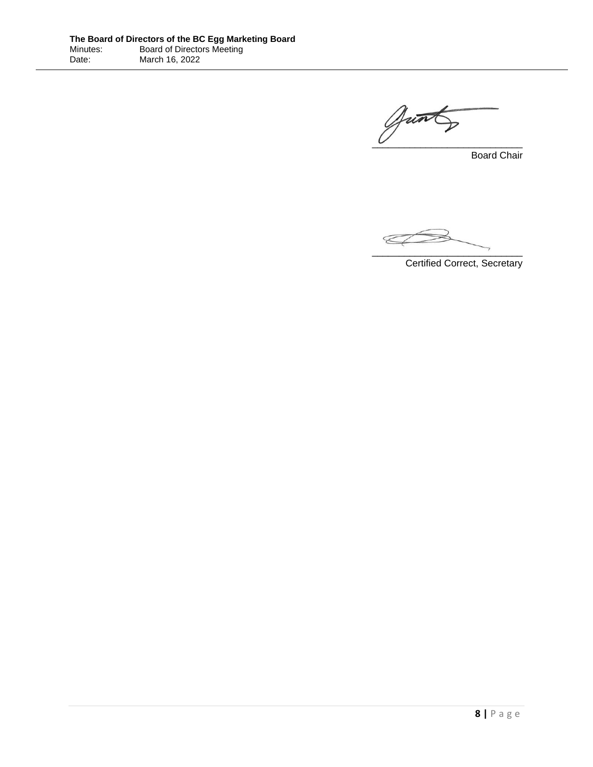\_\_\_\_\_\_\_\_\_\_\_\_\_\_\_\_\_\_\_\_\_\_\_\_\_\_\_\_

Board Chair

\_\_\_\_\_\_\_\_\_\_\_\_\_\_\_\_\_\_\_\_\_\_\_\_\_\_\_\_

Certified Correct, Secretary